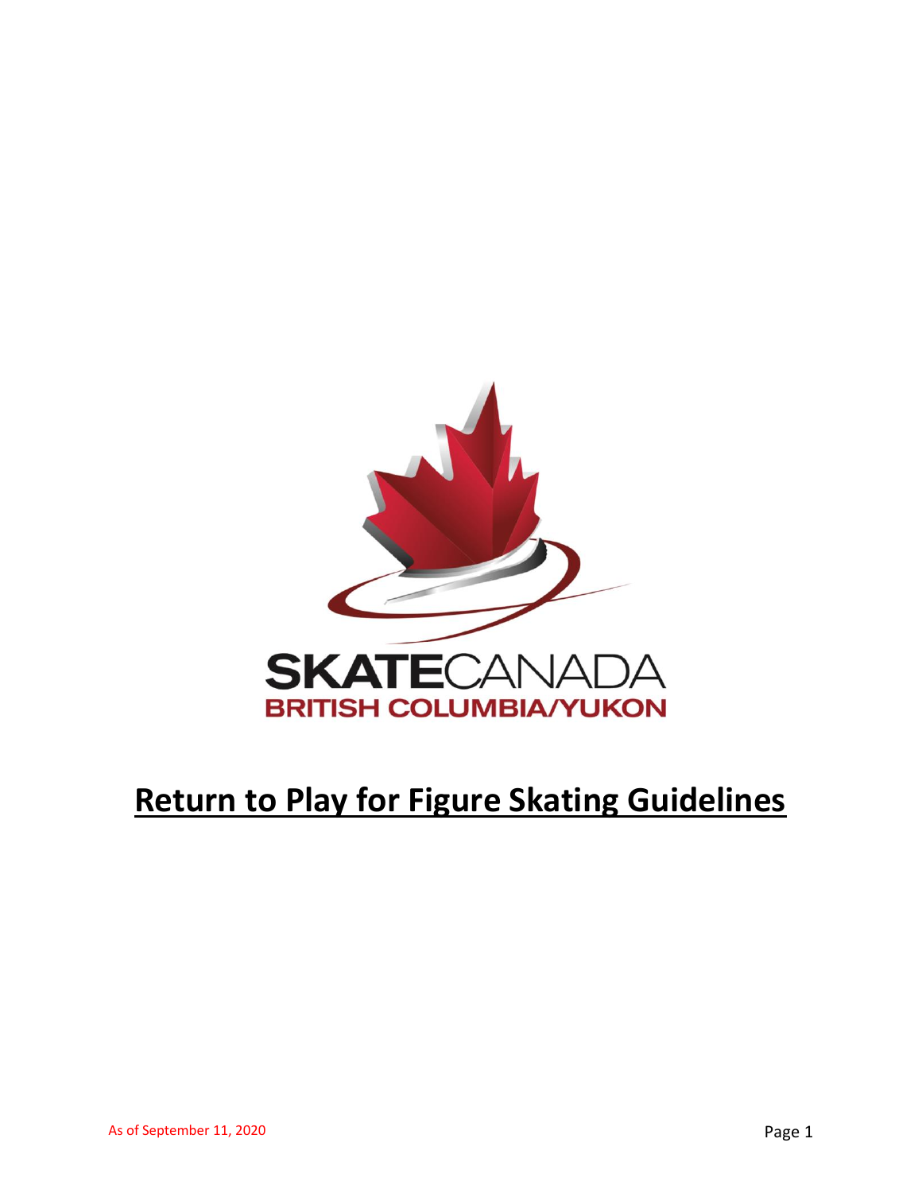SKATECANADA
BRITISH COLUMBIA/YUKON

# Return to Play for Figure Skating Guidelines

As of September 11, 2020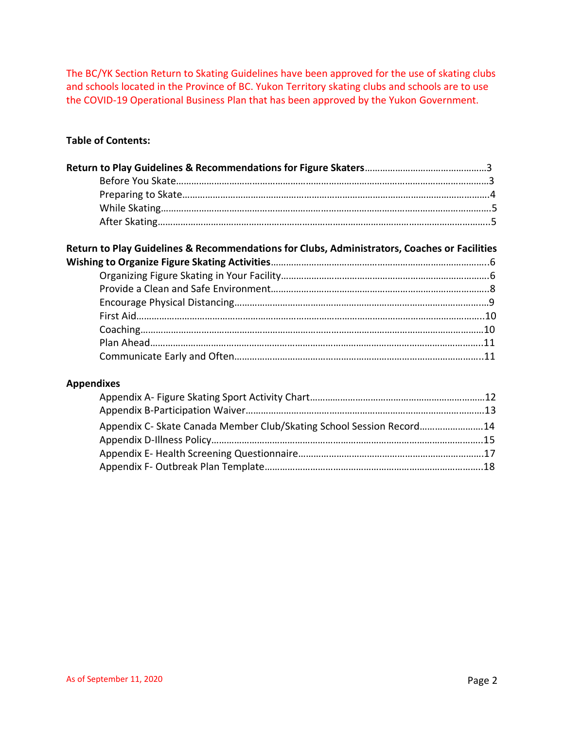The BC/YK Section Return to Skating Guidelines have been approved for the use of skating clubs and schools located in the Province of BC. Yukon Territory skating clubs and schools are to use the COVID-19 Operational Business Plan that has been approved by the Yukon Government.

**Table of Contents:**

**Return to Play Guidelines & Recommendations for Figure Skaters**……………………………………………3
- Before You Skate………………………………………………………………………………………………………3
- Preparing to Skate……………………………………………………………………………………………………4
- While Skating……………………………………………………………………………………………………………5
- After Skating……………………………………………………………………………………………………………5

**Return to Play Guidelines & Recommendations for Clubs, Administrators, Coaches or Facilities Wishing to Organize Figure Skating Activities**…………………………………………………………………………6
- Organizing Figure Skating in Your Facility……………………………………………………………………6
- Provide a Clean and Safe Environment…………………………………………………………………………8
- Encourage Physical Distancing……………………………………………………………………………………9
- First Aid……………………………………………………………………………………………………………………10
- Coaching…………………………………………………………………………………………………………………10
- Plan Ahead………………………………………………………………………………………………………………11
- Communicate Early and Often……………………………………………………………………………………11

**Appendixes**
- Appendix A- Figure Skating Sport Activity Chart…………………………………………………………12
- Appendix B-Participation Waiver………………………………………………………………………………13
- Appendix C- Skate Canada Member Club/Skating School Session Record……………………14
- Appendix D-Illness Policy…………………………………………………………………………………………15
- Appendix E- Health Screening Questionnaire……………………………………………………………17
- Appendix F- Outbreak Plan Template…………………………………………………………………………18

As of September 11, 2020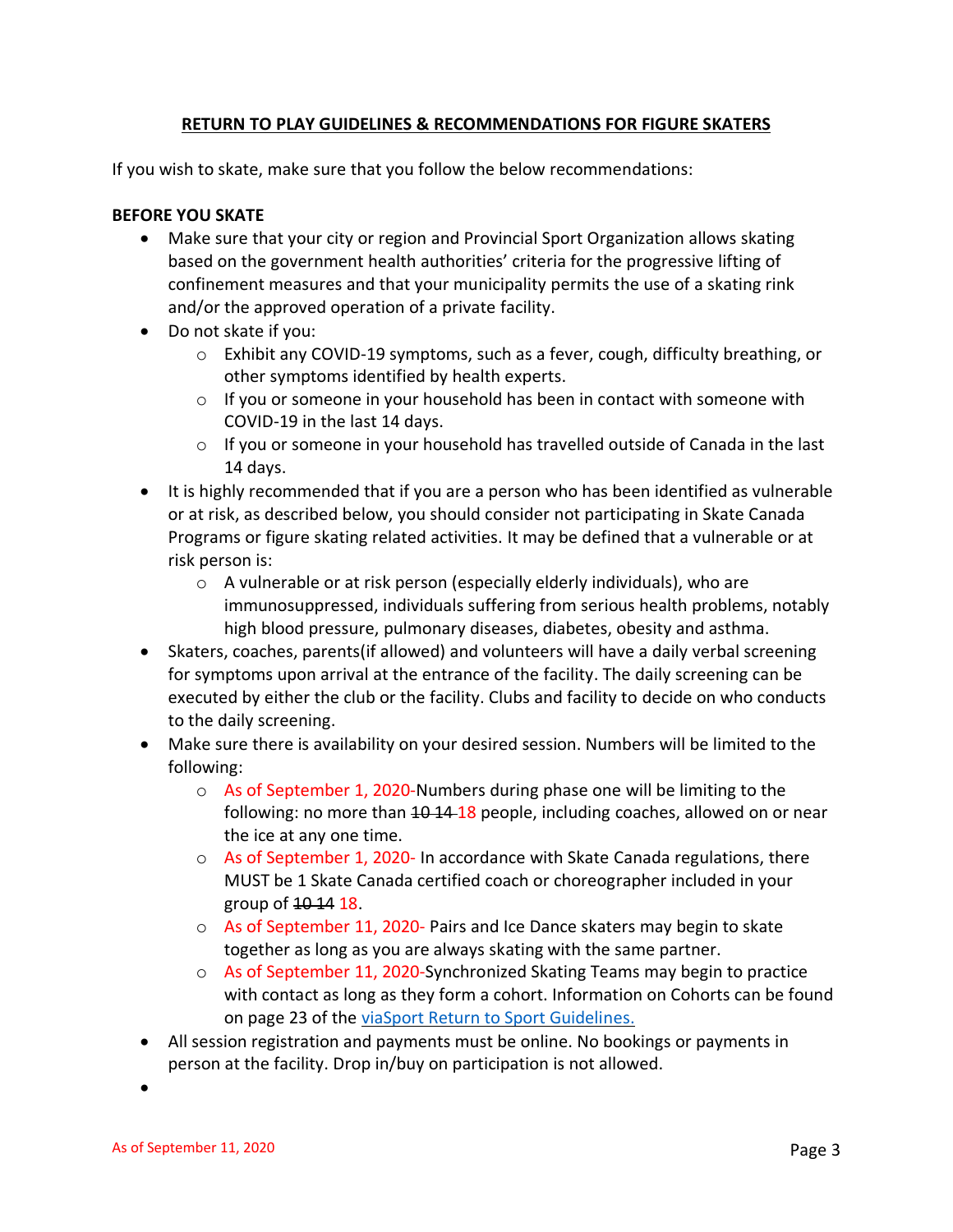## RETURN TO PLAY GUIDELINES & RECOMMENDATIONS FOR FIGURE SKATERS

If you wish to skate, make sure that you follow the below recommendations:

**BEFORE YOU SKATE**

- Make sure that your city or region and Provincial Sport Organization allows skating based on the government health authorities' criteria for the progressive lifting of confinement measures and that your municipality permits the use of a skating rink and/or the approved operation of a private facility.
- Do not skate if you:
  - Exhibit any COVID-19 symptoms, such as a fever, cough, difficulty breathing, or other symptoms identified by health experts.
  - If you or someone in your household has been in contact with someone with COVID-19 in the last 14 days.
  - If you or someone in your household has travelled outside of Canada in the last 14 days.
- It is highly recommended that if you are a person who has been identified as vulnerable or at risk, as described below, you should consider not participating in Skate Canada Programs or figure skating related activities. It may be defined that a vulnerable or at risk person is:
  - A vulnerable or at risk person (especially elderly individuals), who are immunosuppressed, individuals suffering from serious health problems, notably high blood pressure, pulmonary diseases, diabetes, obesity and asthma.
- Skaters, coaches, parents(if allowed) and volunteers will have a daily verbal screening for symptoms upon arrival at the entrance of the facility. The daily screening can be executed by either the club or the facility. Clubs and facility to decide on who conducts to the daily screening.
- Make sure there is availability on your desired session. Numbers will be limited to the following:
  - As of September 1, 2020-Numbers during phase one will be limiting to the following: no more than ~~10 14~~ 18 people, including coaches, allowed on or near the ice at any one time.
  - As of September 1, 2020- In accordance with Skate Canada regulations, there MUST be 1 Skate Canada certified coach or choreographer included in your group of ~~10 14~~ 18.
  - As of September 11, 2020- Pairs and Ice Dance skaters may begin to skate together as long as you are always skating with the same partner.
  - As of September 11, 2020-Synchronized Skating Teams may begin to practice with contact as long as they form a cohort. Information on Cohorts can be found on page 23 of the viaSport Return to Sport Guidelines.
- All session registration and payments must be online. No bookings or payments in person at the facility. Drop in/buy on participation is not allowed.
-

As of September 11, 2020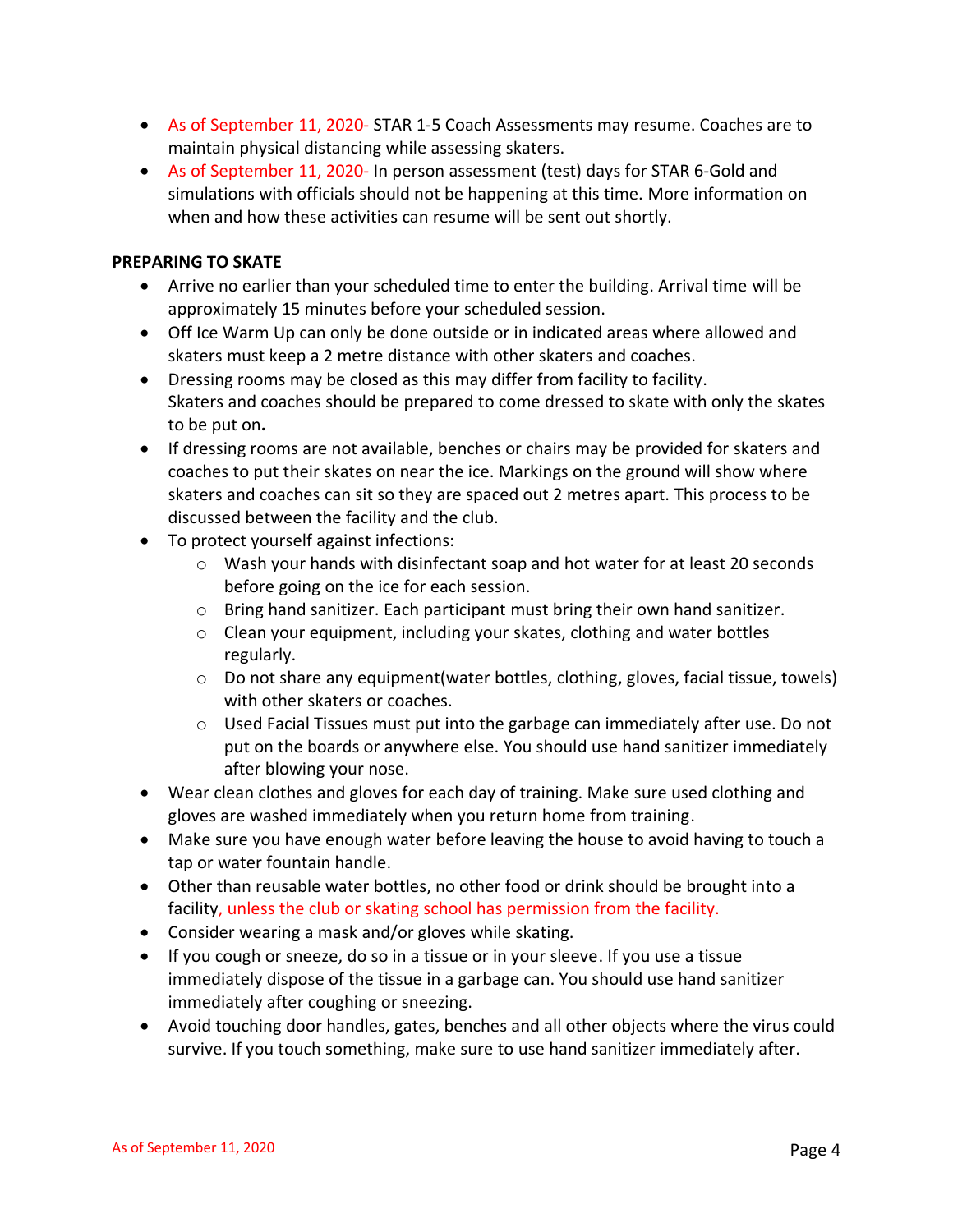- As of September 11, 2020- STAR 1-5 Coach Assessments may resume. Coaches are to maintain physical distancing while assessing skaters.
- As of September 11, 2020- In person assessment (test) days for STAR 6-Gold and simulations with officials should not be happening at this time. More information on when and how these activities can resume will be sent out shortly.

**PREPARING TO SKATE**

- Arrive no earlier than your scheduled time to enter the building. Arrival time will be approximately 15 minutes before your scheduled session.
- Off Ice Warm Up can only be done outside or in indicated areas where allowed and skaters must keep a 2 metre distance with other skaters and coaches.
- Dressing rooms may be closed as this may differ from facility to facility. Skaters and coaches should be prepared to come dressed to skate with only the skates to be put on**.**
- If dressing rooms are not available, benches or chairs may be provided for skaters and coaches to put their skates on near the ice. Markings on the ground will show where skaters and coaches can sit so they are spaced out 2 metres apart. This process to be discussed between the facility and the club.
- To protect yourself against infections:
  - Wash your hands with disinfectant soap and hot water for at least 20 seconds before going on the ice for each session.
  - Bring hand sanitizer. Each participant must bring their own hand sanitizer.
  - Clean your equipment, including your skates, clothing and water bottles regularly.
  - Do not share any equipment(water bottles, clothing, gloves, facial tissue, towels) with other skaters or coaches.
  - Used Facial Tissues must put into the garbage can immediately after use. Do not put on the boards or anywhere else. You should use hand sanitizer immediately after blowing your nose.
- Wear clean clothes and gloves for each day of training. Make sure used clothing and gloves are washed immediately when you return home from training.
- Make sure you have enough water before leaving the house to avoid having to touch a tap or water fountain handle.
- Other than reusable water bottles, no other food or drink should be brought into a facility, unless the club or skating school has permission from the facility.
- Consider wearing a mask and/or gloves while skating.
- If you cough or sneeze, do so in a tissue or in your sleeve. If you use a tissue immediately dispose of the tissue in a garbage can. You should use hand sanitizer immediately after coughing or sneezing.
- Avoid touching door handles, gates, benches and all other objects where the virus could survive. If you touch something, make sure to use hand sanitizer immediately after.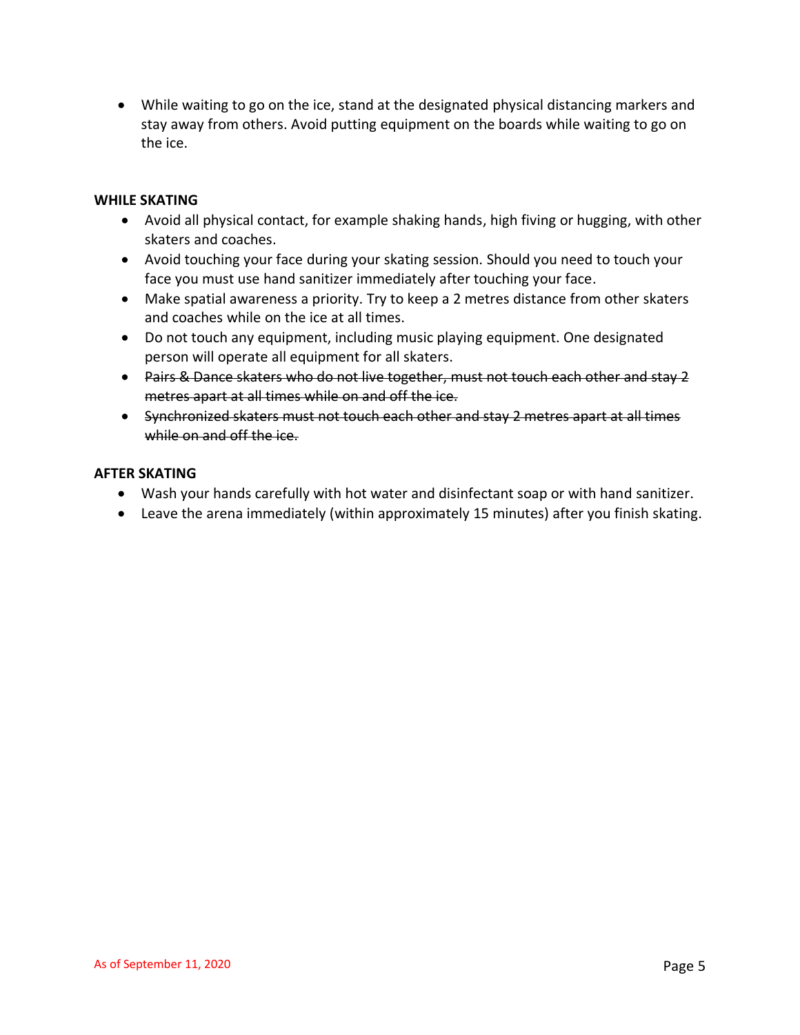- While waiting to go on the ice, stand at the designated physical distancing markers and stay away from others. Avoid putting equipment on the boards while waiting to go on the ice.

**WHILE SKATING**

- Avoid all physical contact, for example shaking hands, high fiving or hugging, with other skaters and coaches.
- Avoid touching your face during your skating session. Should you need to touch your face you must use hand sanitizer immediately after touching your face.
- Make spatial awareness a priority. Try to keep a 2 metres distance from other skaters and coaches while on the ice at all times.
- Do not touch any equipment, including music playing equipment. One designated person will operate all equipment for all skaters.
- ~~Pairs & Dance skaters who do not live together, must not touch each other and stay 2 metres apart at all times while on and off the ice.~~
- ~~Synchronized skaters must not touch each other and stay 2 metres apart at all times while on and off the ice.~~

**AFTER SKATING**

- Wash your hands carefully with hot water and disinfectant soap or with hand sanitizer.
- Leave the arena immediately (within approximately 15 minutes) after you finish skating.

As of September 11, 2020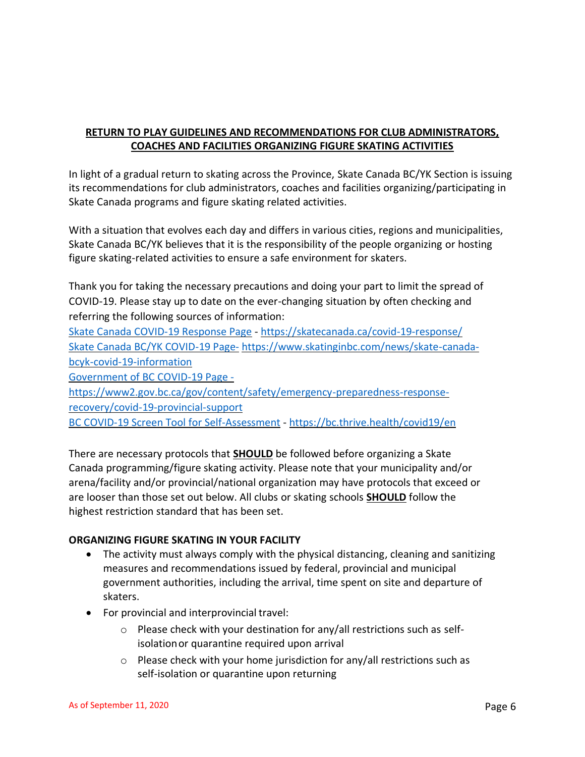## RETURN TO PLAY GUIDELINES AND RECOMMENDATIONS FOR CLUB ADMINISTRATORS, COACHES AND FACILITIES ORGANIZING FIGURE SKATING ACTIVITIES

In light of a gradual return to skating across the Province, Skate Canada BC/YK Section is issuing its recommendations for club administrators, coaches and facilities organizing/participating in Skate Canada programs and figure skating related activities.

With a situation that evolves each day and differs in various cities, regions and municipalities, Skate Canada BC/YK believes that it is the responsibility of the people organizing or hosting figure skating-related activities to ensure a safe environment for skaters.

Thank you for taking the necessary precautions and doing your part to limit the spread of COVID-19. Please stay up to date on the ever-changing situation by often checking and referring the following sources of information:

[Skate Canada COVID-19 Response Page](https://skatecanada.ca/covid-19-response/) - https://skatecanada.ca/covid-19-response/
[Skate Canada BC/YK COVID-19 Page-](https://www.skatinginbc.com/news/skate-canada-bcyk-covid-19-information) https://www.skatinginbc.com/news/skate-canada-bcyk-covid-19-information
[Government of BC COVID-19 Page -](https://www2.gov.bc.ca/gov/content/safety/emergency-preparedness-response-recovery/covid-19-provincial-support) https://www2.gov.bc.ca/gov/content/safety/emergency-preparedness-response-recovery/covid-19-provincial-support
[BC COVID-19 Screen Tool for Self-Assessment](https://bc.thrive.health/covid19/en) - https://bc.thrive.health/covid19/en

There are necessary protocols that **SHOULD** be followed before organizing a Skate Canada programming/figure skating activity. Please note that your municipality and/or arena/facility and/or provincial/national organization may have protocols that exceed or are looser than those set out below. All clubs or skating schools **SHOULD** follow the highest restriction standard that has been set.

### ORGANIZING FIGURE SKATING IN YOUR FACILITY

- The activity must always comply with the physical distancing, cleaning and sanitizing measures and recommendations issued by federal, provincial and municipal government authorities, including the arrival, time spent on site and departure of skaters.
- For provincial and interprovincial travel:
  - Please check with your destination for any/all restrictions such as self-isolation or quarantine required upon arrival
  - Please check with your home jurisdiction for any/all restrictions such as self-isolation or quarantine upon returning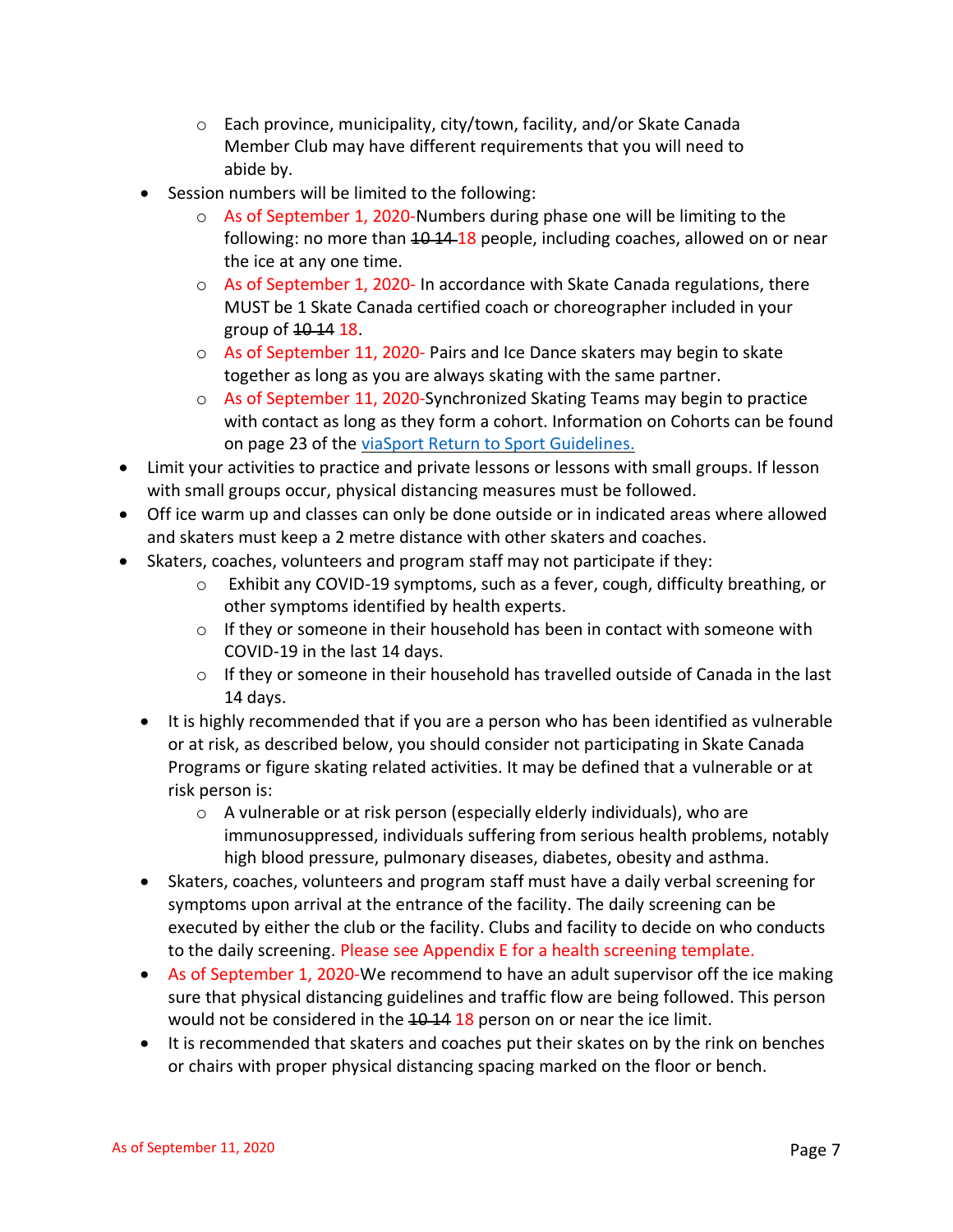- Each province, municipality, city/town, facility, and/or Skate Canada Member Club may have different requirements that you will need to abide by.
- Session numbers will be limited to the following:
  - As of September 1, 2020-Numbers during phase one will be limiting to the following: no more than ~~10~~ ~~14~~ 18 people, including coaches, allowed on or near the ice at any one time.
  - As of September 1, 2020- In accordance with Skate Canada regulations, there MUST be 1 Skate Canada certified coach or choreographer included in your group of ~~10~~ ~~14~~ 18.
  - As of September 11, 2020- Pairs and Ice Dance skaters may begin to skate together as long as you are always skating with the same partner.
  - As of September 11, 2020-Synchronized Skating Teams may begin to practice with contact as long as they form a cohort. Information on Cohorts can be found on page 23 of the viaSport Return to Sport Guidelines.
- Limit your activities to practice and private lessons or lessons with small groups. If lesson with small groups occur, physical distancing measures must be followed.
- Off ice warm up and classes can only be done outside or in indicated areas where allowed and skaters must keep a 2 metre distance with other skaters and coaches.
- Skaters, coaches, volunteers and program staff may not participate if they:
  - Exhibit any COVID-19 symptoms, such as a fever, cough, difficulty breathing, or other symptoms identified by health experts.
  - If they or someone in their household has been in contact with someone with COVID-19 in the last 14 days.
  - If they or someone in their household has travelled outside of Canada in the last 14 days.
- It is highly recommended that if you are a person who has been identified as vulnerable or at risk, as described below, you should consider not participating in Skate Canada Programs or figure skating related activities. It may be defined that a vulnerable or at risk person is:
  - A vulnerable or at risk person (especially elderly individuals), who are immunosuppressed, individuals suffering from serious health problems, notably high blood pressure, pulmonary diseases, diabetes, obesity and asthma.
- Skaters, coaches, volunteers and program staff must have a daily verbal screening for symptoms upon arrival at the entrance of the facility. The daily screening can be executed by either the club or the facility. Clubs and facility to decide on who conducts to the daily screening. Please see Appendix E for a health screening template.
- As of September 1, 2020-We recommend to have an adult supervisor off the ice making sure that physical distancing guidelines and traffic flow are being followed. This person would not be considered in the ~~10~~ ~~14~~ 18 person on or near the ice limit.
- It is recommended that skaters and coaches put their skates on by the rink on benches or chairs with proper physical distancing spacing marked on the floor or bench.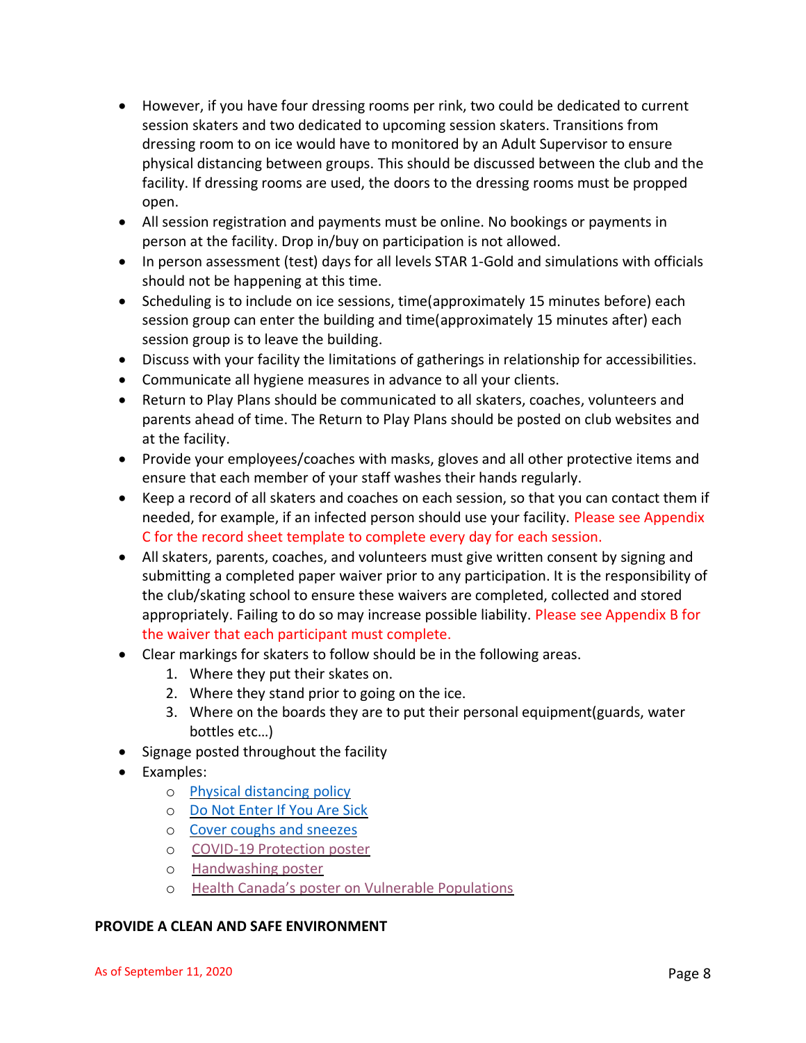- However, if you have four dressing rooms per rink, two could be dedicated to current session skaters and two dedicated to upcoming session skaters. Transitions from dressing room to on ice would have to monitored by an Adult Supervisor to ensure physical distancing between groups. This should be discussed between the club and the facility. If dressing rooms are used, the doors to the dressing rooms must be propped open.
- All session registration and payments must be online. No bookings or payments in person at the facility. Drop in/buy on participation is not allowed.
- In person assessment (test) days for all levels STAR 1-Gold and simulations with officials should not be happening at this time.
- Scheduling is to include on ice sessions, time(approximately 15 minutes before) each session group can enter the building and time(approximately 15 minutes after) each session group is to leave the building.
- Discuss with your facility the limitations of gatherings in relationship for accessibilities.
- Communicate all hygiene measures in advance to all your clients.
- Return to Play Plans should be communicated to all skaters, coaches, volunteers and parents ahead of time. The Return to Play Plans should be posted on club websites and at the facility.
- Provide your employees/coaches with masks, gloves and all other protective items and ensure that each member of your staff washes their hands regularly.
- Keep a record of all skaters and coaches on each session, so that you can contact them if needed, for example, if an infected person should use your facility. Please see Appendix C for the record sheet template to complete every day for each session.
- All skaters, parents, coaches, and volunteers must give written consent by signing and submitting a completed paper waiver prior to any participation. It is the responsibility of the club/skating school to ensure these waivers are completed, collected and stored appropriately. Failing to do so may increase possible liability. Please see Appendix B for the waiver that each participant must complete.
- Clear markings for skaters to follow should be in the following areas.
  1. Where they put their skates on.
  2. Where they stand prior to going on the ice.
  3. Where on the boards they are to put their personal equipment(guards, water bottles etc…)
- Signage posted throughout the facility
- Examples:
  - Physical distancing policy
  - Do Not Enter If You Are Sick
  - Cover coughs and sneezes
  - COVID-19 Protection poster
  - Handwashing poster
  - Health Canada's poster on Vulnerable Populations

**PROVIDE A CLEAN AND SAFE ENVIRONMENT**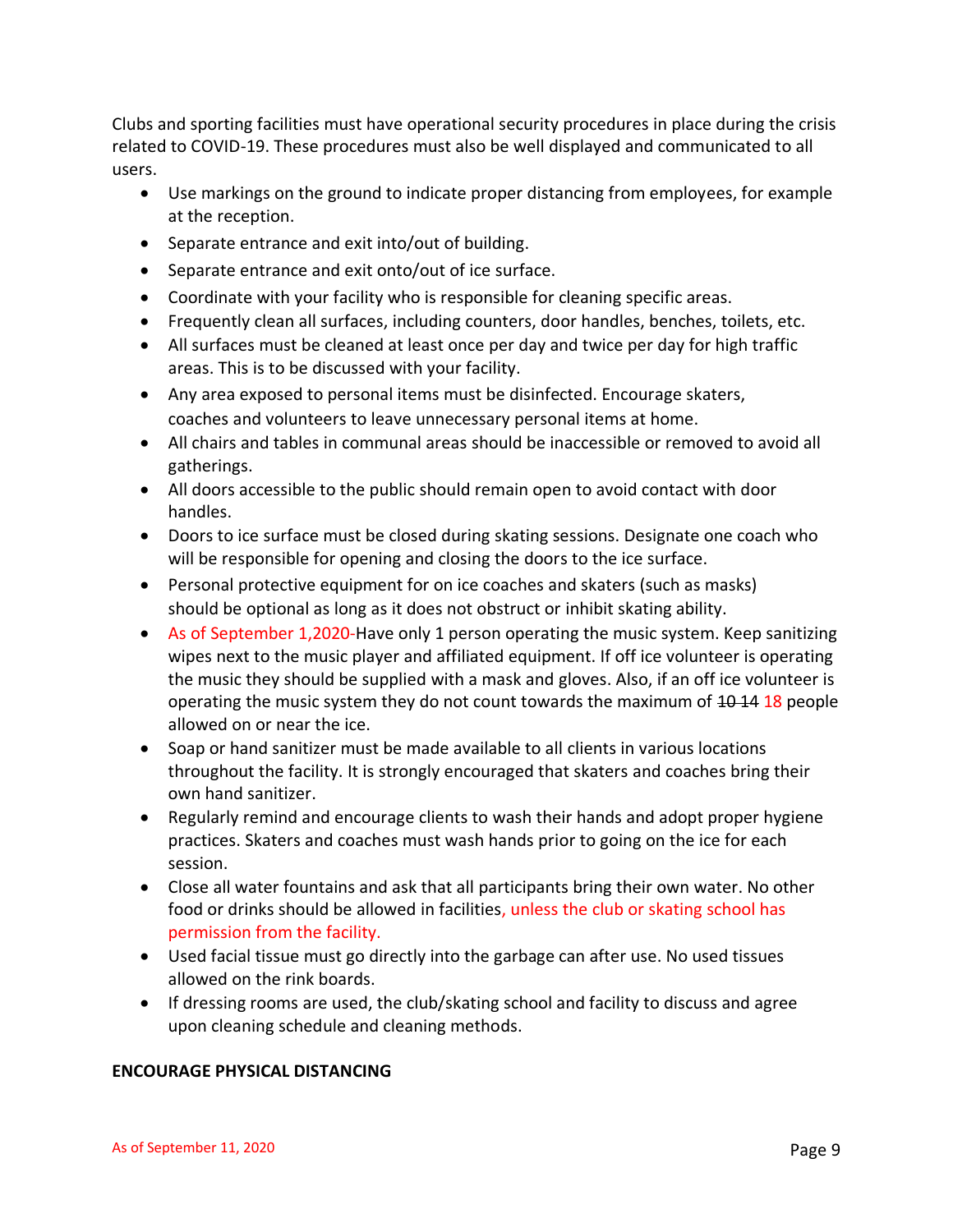Clubs and sporting facilities must have operational security procedures in place during the crisis related to COVID-19. These procedures must also be well displayed and communicated to all users.

- Use markings on the ground to indicate proper distancing from employees, for example at the reception.
- Separate entrance and exit into/out of building.
- Separate entrance and exit onto/out of ice surface.
- Coordinate with your facility who is responsible for cleaning specific areas.
- Frequently clean all surfaces, including counters, door handles, benches, toilets, etc.
- All surfaces must be cleaned at least once per day and twice per day for high traffic areas. This is to be discussed with your facility.
- Any area exposed to personal items must be disinfected. Encourage skaters, coaches and volunteers to leave unnecessary personal items at home.
- All chairs and tables in communal areas should be inaccessible or removed to avoid all gatherings.
- All doors accessible to the public should remain open to avoid contact with door handles.
- Doors to ice surface must be closed during skating sessions. Designate one coach who will be responsible for opening and closing the doors to the ice surface.
- Personal protective equipment for on ice coaches and skaters (such as masks) should be optional as long as it does not obstruct or inhibit skating ability.
- As of September 1,2020-Have only 1 person operating the music system. Keep sanitizing wipes next to the music player and affiliated equipment. If off ice volunteer is operating the music they should be supplied with a mask and gloves. Also, if an off ice volunteer is operating the music system they do not count towards the maximum of ~~10~~ ~~14~~ 18 people allowed on or near the ice.
- Soap or hand sanitizer must be made available to all clients in various locations throughout the facility. It is strongly encouraged that skaters and coaches bring their own hand sanitizer.
- Regularly remind and encourage clients to wash their hands and adopt proper hygiene practices. Skaters and coaches must wash hands prior to going on the ice for each session.
- Close all water fountains and ask that all participants bring their own water. No other food or drinks should be allowed in facilities, unless the club or skating school has permission from the facility.
- Used facial tissue must go directly into the garbage can after use. No used tissues allowed on the rink boards.
- If dressing rooms are used, the club/skating school and facility to discuss and agree upon cleaning schedule and cleaning methods.

**ENCOURAGE PHYSICAL DISTANCING**

As of September 11, 2020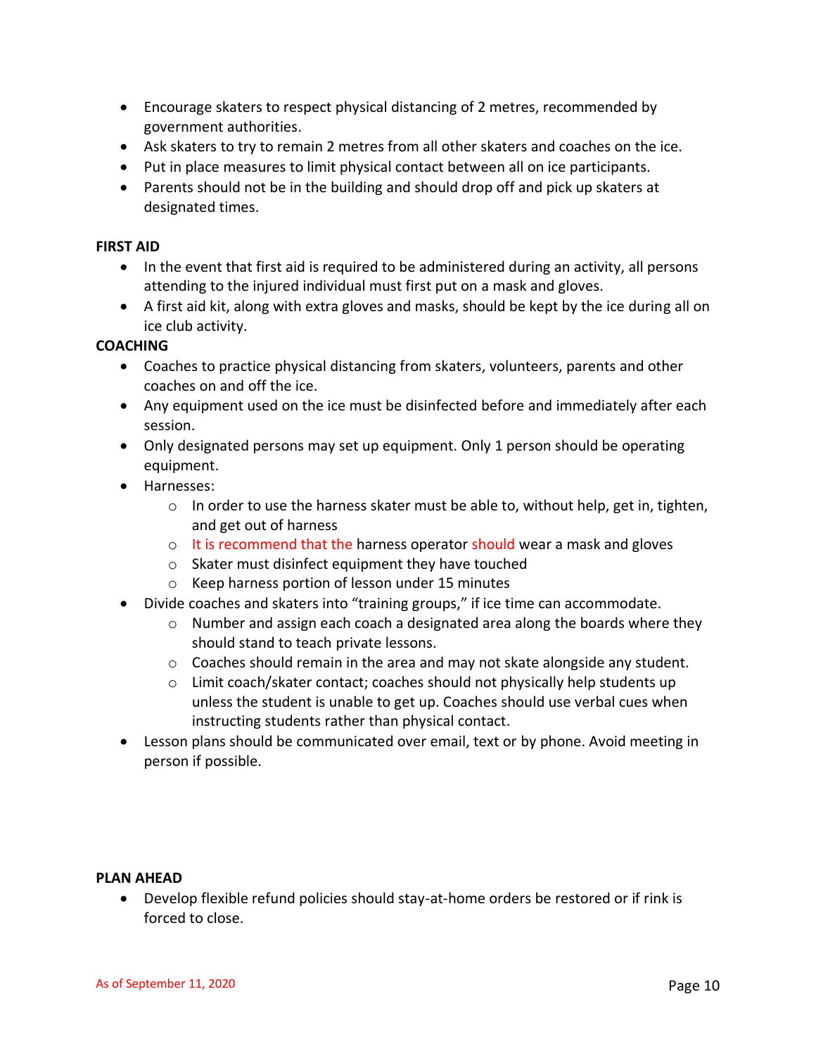- Encourage skaters to respect physical distancing of 2 metres, recommended by government authorities.
- Ask skaters to try to remain 2 metres from all other skaters and coaches on the ice.
- Put in place measures to limit physical contact between all on ice participants.
- Parents should not be in the building and should drop off and pick up skaters at designated times.

**FIRST AID**

- In the event that first aid is required to be administered during an activity, all persons attending to the injured individual must first put on a mask and gloves.
- A first aid kit, along with extra gloves and masks, should be kept by the ice during all on ice club activity.

**COACHING**

- Coaches to practice physical distancing from skaters, volunteers, parents and other coaches on and off the ice.
- Any equipment used on the ice must be disinfected before and immediately after each session.
- Only designated persons may set up equipment. Only 1 person should be operating equipment.
- Harnesses:
  - In order to use the harness skater must be able to, without help, get in, tighten, and get out of harness
  - It is recommend that the harness operator should wear a mask and gloves
  - Skater must disinfect equipment they have touched
  - Keep harness portion of lesson under 15 minutes
- Divide coaches and skaters into "training groups," if ice time can accommodate.
  - Number and assign each coach a designated area along the boards where they should stand to teach private lessons.
  - Coaches should remain in the area and may not skate alongside any student.
  - Limit coach/skater contact; coaches should not physically help students up unless the student is unable to get up. Coaches should use verbal cues when instructing students rather than physical contact.
- Lesson plans should be communicated over email, text or by phone. Avoid meeting in person if possible.

**PLAN AHEAD**

- Develop flexible refund policies should stay-at-home orders be restored or if rink is forced to close.

As of September 11, 2020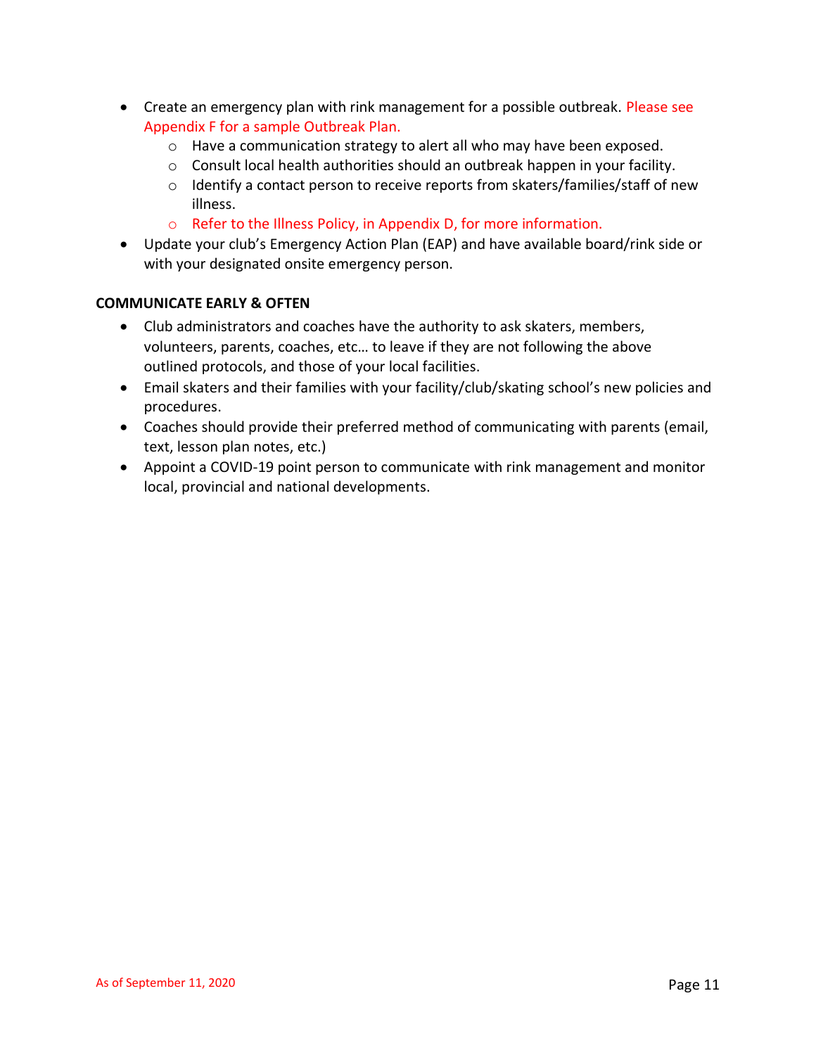- Create an emergency plan with rink management for a possible outbreak. Please see Appendix F for a sample Outbreak Plan.
  - Have a communication strategy to alert all who may have been exposed.
  - Consult local health authorities should an outbreak happen in your facility.
  - Identify a contact person to receive reports from skaters/families/staff of new illness.
  - Refer to the Illness Policy, in Appendix D, for more information.
- Update your club's Emergency Action Plan (EAP) and have available board/rink side or with your designated onsite emergency person.

**COMMUNICATE EARLY & OFTEN**

- Club administrators and coaches have the authority to ask skaters, members, volunteers, parents, coaches, etc… to leave if they are not following the above outlined protocols, and those of your local facilities.
- Email skaters and their families with your facility/club/skating school's new policies and procedures.
- Coaches should provide their preferred method of communicating with parents (email, text, lesson plan notes, etc.)
- Appoint a COVID-19 point person to communicate with rink management and monitor local, provincial and national developments.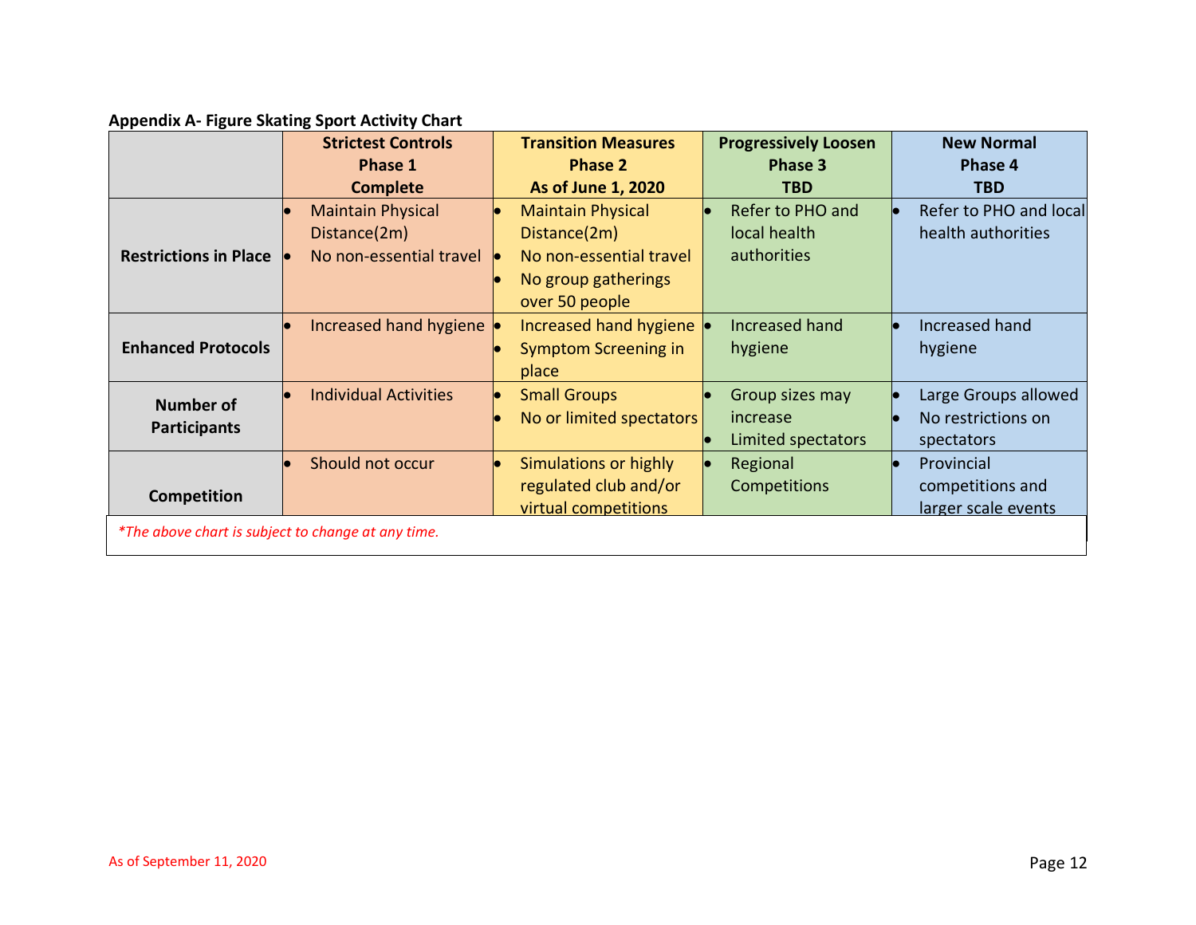**Appendix A- Figure Skating Sport Activity Chart**

| | Strictest Controls Phase 1 Complete | Transition Measures Phase 2 As of June 1, 2020 | Progressively Loosen Phase 3 TBD | New Normal Phase 4 TBD |
|---|---|---|---|---|
| **Restrictions in Place** | • Maintain Physical Distance(2m)<br>• No non-essential travel | • Maintain Physical Distance(2m)<br>• No non-essential travel<br>• No group gatherings over 50 people | • Refer to PHO and local health authorities | • Refer to PHO and local health authorities |
| **Enhanced Protocols** | • Increased hand hygiene | • Increased hand hygiene<br>• Symptom Screening in place | • Increased hand hygiene | • Increased hand hygiene |
| **Number of Participants** | • Individual Activities | • Small Groups<br>• No or limited spectators | • Group sizes may increase<br>• Limited spectators | • Large Groups allowed<br>• No restrictions on spectators |
| **Competition** | • Should not occur | • Simulations or highly regulated club and/or virtual competitions | • Regional Competitions | • Provincial competitions and larger scale events |

*\*The above chart is subject to change at any time.*

As of September 11, 2020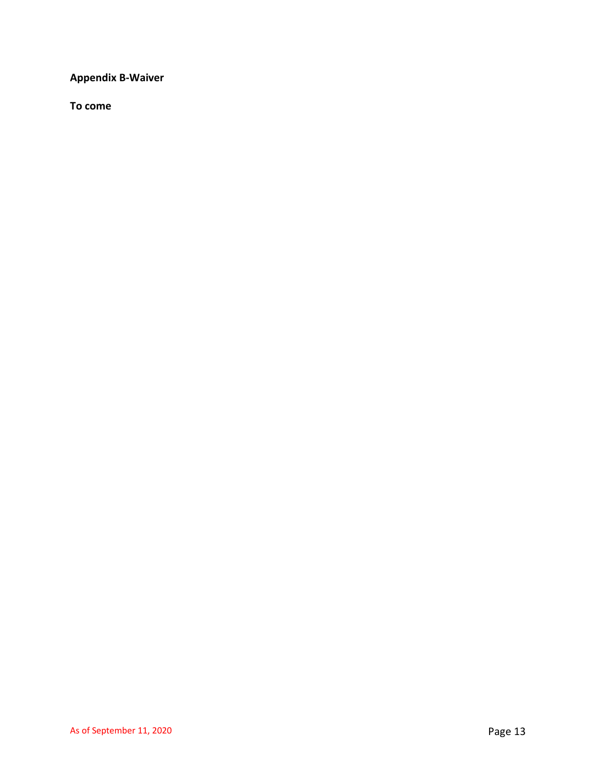**Appendix B-Waiver**

**To come**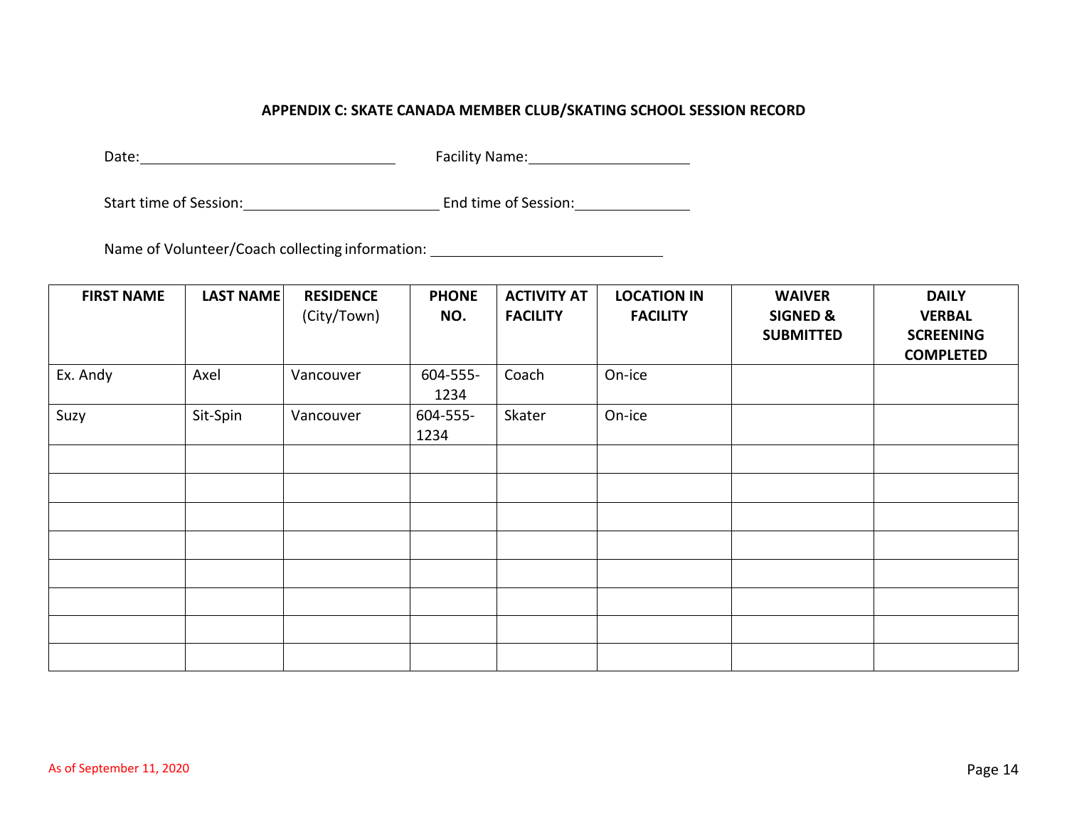### APPENDIX C: SKATE CANADA MEMBER CLUB/SKATING SCHOOL SESSION RECORD

Date: ______________________________ Facility Name: ____________________

Start time of Session: _______________________ End time of Session: ______________

Name of Volunteer/Coach collecting information: ____________________________

| FIRST NAME | LAST NAME | RESIDENCE (City/Town) | PHONE NO. | ACTIVITY AT FACILITY | LOCATION IN FACILITY | WAIVER SIGNED & SUBMITTED | DAILY VERBAL SCREENING COMPLETED |
|---|---|---|---|---|---|---|---|
| Ex. Andy | Axel | Vancouver | 604-555-1234 | Coach | On-ice | | |
| Suzy | Sit-Spin | Vancouver | 604-555-1234 | Skater | On-ice | | |
| | | | | | | | |
| | | | | | | | |
| | | | | | | | |
| | | | | | | | |
| | | | | | | | |
| | | | | | | | |
| | | | | | | | |
| | | | | | | | |

As of September 11, 2020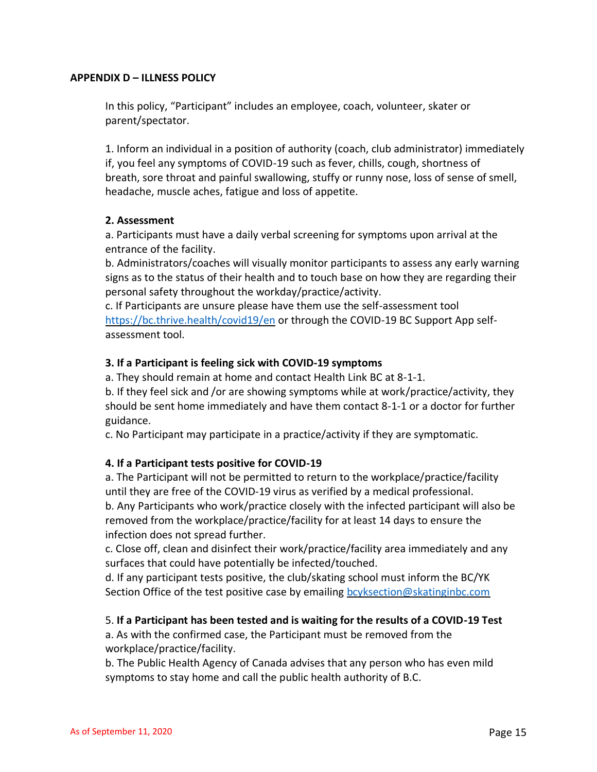**APPENDIX D – ILLNESS POLICY**

In this policy, "Participant" includes an employee, coach, volunteer, skater or parent/spectator.

1. Inform an individual in a position of authority (coach, club administrator) immediately if, you feel any symptoms of COVID-19 such as fever, chills, cough, shortness of breath, sore throat and painful swallowing, stuffy or runny nose, loss of sense of smell, headache, muscle aches, fatigue and loss of appetite.

**2. Assessment**

a. Participants must have a daily verbal screening for symptoms upon arrival at the entrance of the facility.
b. Administrators/coaches will visually monitor participants to assess any early warning signs as to the status of their health and to touch base on how they are regarding their personal safety throughout the workday/practice/activity.
c. If Participants are unsure please have them use the self-assessment tool https://bc.thrive.health/covid19/en or through the COVID-19 BC Support App self-assessment tool.

**3. If a Participant is feeling sick with COVID-19 symptoms**

a. They should remain at home and contact Health Link BC at 8-1-1.
b. If they feel sick and /or are showing symptoms while at work/practice/activity, they should be sent home immediately and have them contact 8-1-1 or a doctor for further guidance.
c. No Participant may participate in a practice/activity if they are symptomatic.

**4. If a Participant tests positive for COVID-19**

a. The Participant will not be permitted to return to the workplace/practice/facility until they are free of the COVID-19 virus as verified by a medical professional.
b. Any Participants who work/practice closely with the infected participant will also be removed from the workplace/practice/facility for at least 14 days to ensure the infection does not spread further.
c. Close off, clean and disinfect their work/practice/facility area immediately and any surfaces that could have potentially be infected/touched.
d. If any participant tests positive, the club/skating school must inform the BC/YK Section Office of the test positive case by emailing bcyksection@skatinginbc.com

5. **If a Participant has been tested and is waiting for the results of a COVID-19 Test**

a. As with the confirmed case, the Participant must be removed from the workplace/practice/facility.
b. The Public Health Agency of Canada advises that any person who has even mild symptoms to stay home and call the public health authority of B.C.

As of September 11, 2020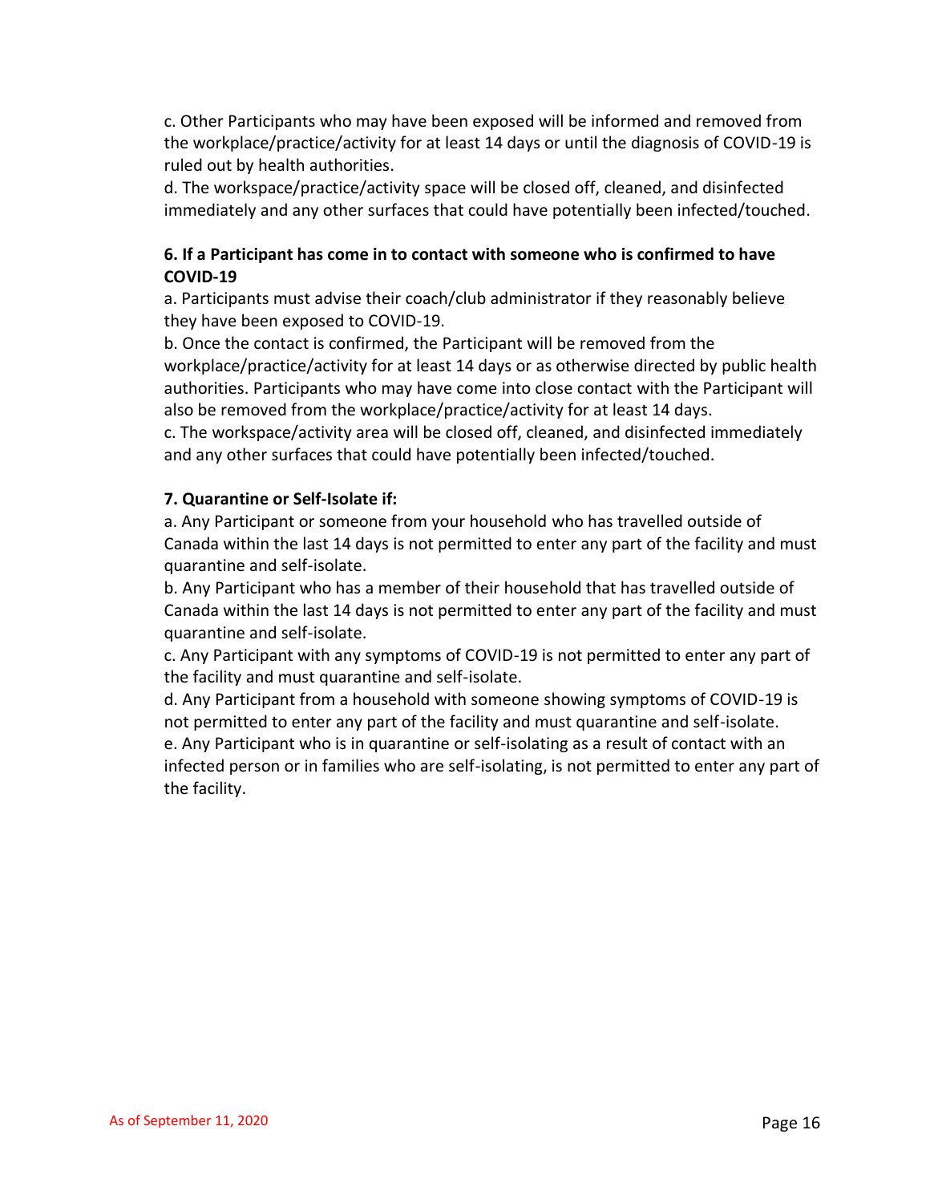c. Other Participants who may have been exposed will be informed and removed from the workplace/practice/activity for at least 14 days or until the diagnosis of COVID-19 is ruled out by health authorities.

d. The workspace/practice/activity space will be closed off, cleaned, and disinfected immediately and any other surfaces that could have potentially been infected/touched.

**6. If a Participant has come in to contact with someone who is confirmed to have COVID-19**

a. Participants must advise their coach/club administrator if they reasonably believe they have been exposed to COVID-19.

b. Once the contact is confirmed, the Participant will be removed from the workplace/practice/activity for at least 14 days or as otherwise directed by public health authorities. Participants who may have come into close contact with the Participant will also be removed from the workplace/practice/activity for at least 14 days.

c. The workspace/activity area will be closed off, cleaned, and disinfected immediately and any other surfaces that could have potentially been infected/touched.

**7. Quarantine or Self-Isolate if:**

a. Any Participant or someone from your household who has travelled outside of Canada within the last 14 days is not permitted to enter any part of the facility and must quarantine and self-isolate.

b. Any Participant who has a member of their household that has travelled outside of Canada within the last 14 days is not permitted to enter any part of the facility and must quarantine and self-isolate.

c. Any Participant with any symptoms of COVID-19 is not permitted to enter any part of the facility and must quarantine and self-isolate.

d. Any Participant from a household with someone showing symptoms of COVID-19 is not permitted to enter any part of the facility and must quarantine and self-isolate.

e. Any Participant who is in quarantine or self-isolating as a result of contact with an infected person or in families who are self-isolating, is not permitted to enter any part of the facility.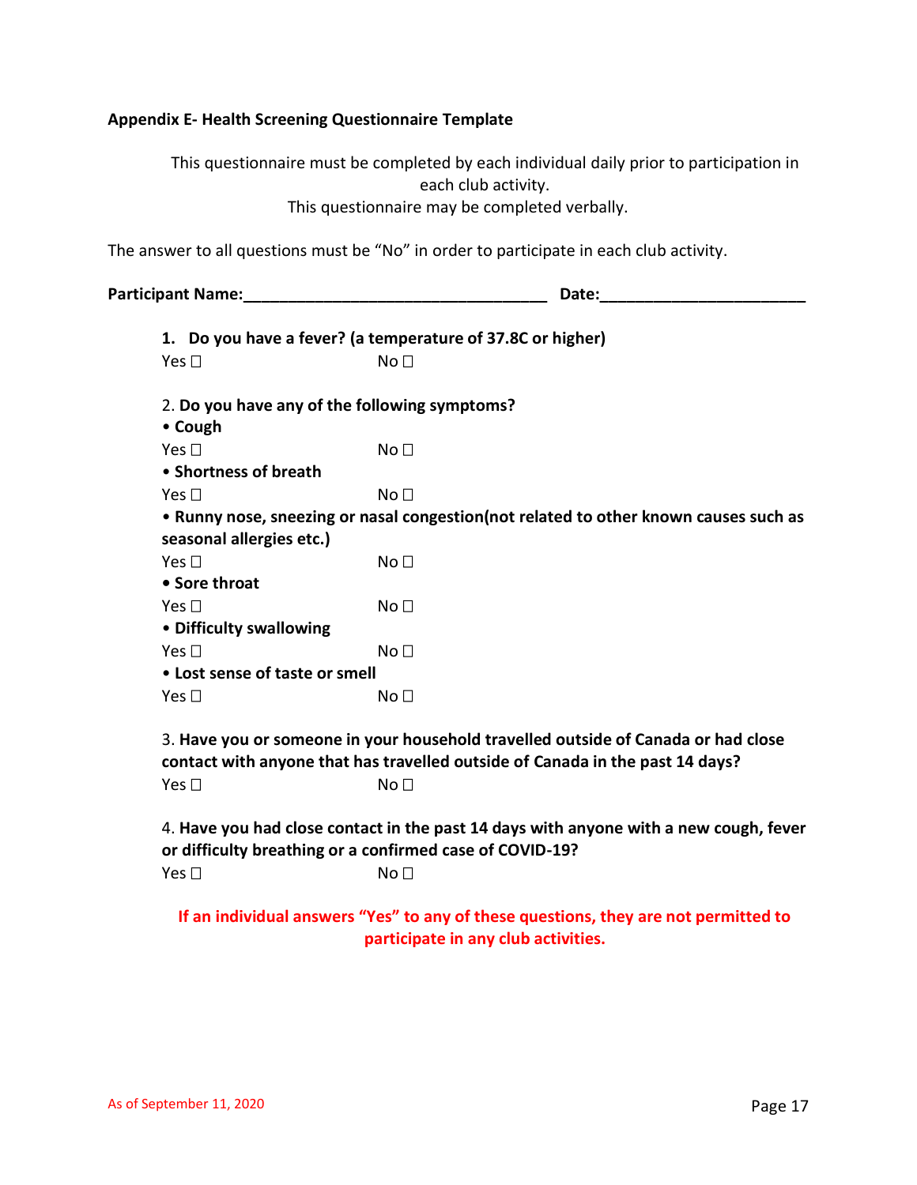## Appendix E- Health Screening Questionnaire Template

This questionnaire must be completed by each individual daily prior to participation in each club activity.
This questionnaire may be completed verbally.

The answer to all questions must be "No" in order to participate in each club activity.

**Participant Name:**___________________________________ **Date:**_______________________

1. **Do you have a fever? (a temperature of 37.8C or higher)**

   Yes ☐ No ☐

2. **Do you have any of the following symptoms?**

   - **Cough**

     Yes ☐ No ☐

   - **Shortness of breath**

     Yes ☐ No ☐

   - **Runny nose, sneezing or nasal congestion(not related to other known causes such as seasonal allergies etc.)**

     Yes ☐ No ☐

   - **Sore throat**

     Yes ☐ No ☐

   - **Difficulty swallowing**

     Yes ☐ No ☐

   - **Lost sense of taste or smell**

     Yes ☐ No ☐

3. **Have you or someone in your household travelled outside of Canada or had close contact with anyone that has travelled outside of Canada in the past 14 days?**

   Yes ☐ No ☐

4. **Have you had close contact in the past 14 days with anyone with a new cough, fever or difficulty breathing or a confirmed case of COVID-19?**

   Yes ☐ No ☐

**If an individual answers "Yes" to any of these questions, they are not permitted to participate in any club activities.**

As of September 11, 2020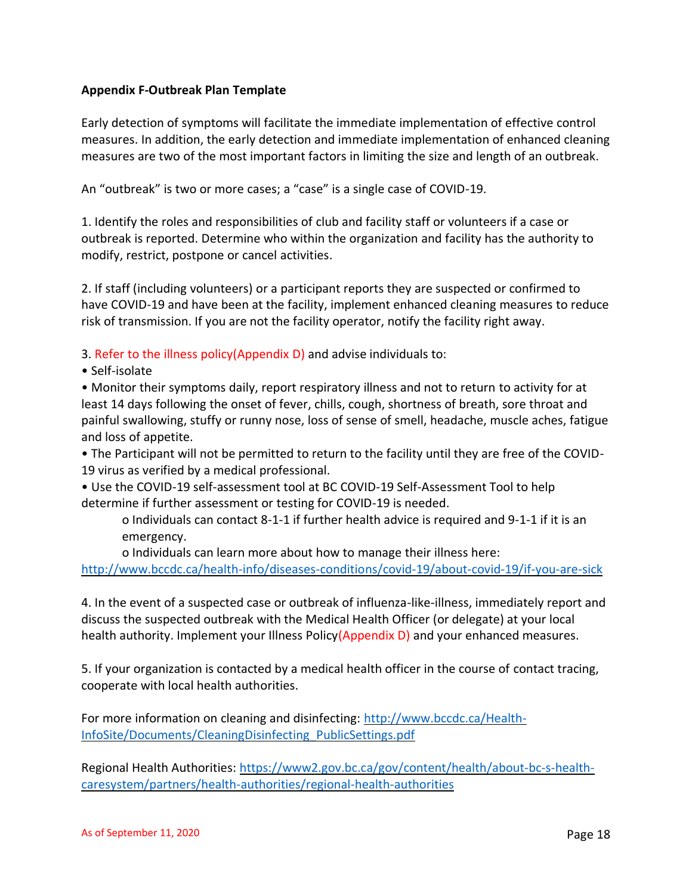**Appendix F-Outbreak Plan Template**

Early detection of symptoms will facilitate the immediate implementation of effective control measures. In addition, the early detection and immediate implementation of enhanced cleaning measures are two of the most important factors in limiting the size and length of an outbreak.

An "outbreak" is two or more cases; a "case" is a single case of COVID-19.

1. Identify the roles and responsibilities of club and facility staff or volunteers if a case or outbreak is reported. Determine who within the organization and facility has the authority to modify, restrict, postpone or cancel activities.

2. If staff (including volunteers) or a participant reports they are suspected or confirmed to have COVID-19 and have been at the facility, implement enhanced cleaning measures to reduce risk of transmission. If you are not the facility operator, notify the facility right away.

3. Refer to the illness policy(Appendix D) and advise individuals to:

- Self-isolate
- Monitor their symptoms daily, report respiratory illness and not to return to activity for at least 14 days following the onset of fever, chills, cough, shortness of breath, sore throat and painful swallowing, stuffy or runny nose, loss of sense of smell, headache, muscle aches, fatigue and loss of appetite.
- The Participant will not be permitted to return to the facility until they are free of the COVID-19 virus as verified by a medical professional.
- Use the COVID-19 self-assessment tool at BC COVID-19 Self-Assessment Tool to help determine if further assessment or testing for COVID-19 is needed.
    - Individuals can contact 8-1-1 if further health advice is required and 9-1-1 if it is an emergency.
    - Individuals can learn more about how to manage their illness here: http://www.bccdc.ca/health-info/diseases-conditions/covid-19/about-covid-19/if-you-are-sick

4. In the event of a suspected case or outbreak of influenza-like-illness, immediately report and discuss the suspected outbreak with the Medical Health Officer (or delegate) at your local health authority. Implement your Illness Policy(Appendix D) and your enhanced measures.

5. If your organization is contacted by a medical health officer in the course of contact tracing, cooperate with local health authorities.

For more information on cleaning and disinfecting: http://www.bccdc.ca/Health-InfoSite/Documents/CleaningDisinfecting_PublicSettings.pdf

Regional Health Authorities: https://www2.gov.bc.ca/gov/content/health/about-bc-s-health-caresystem/partners/health-authorities/regional-health-authorities

As of September 11, 2020